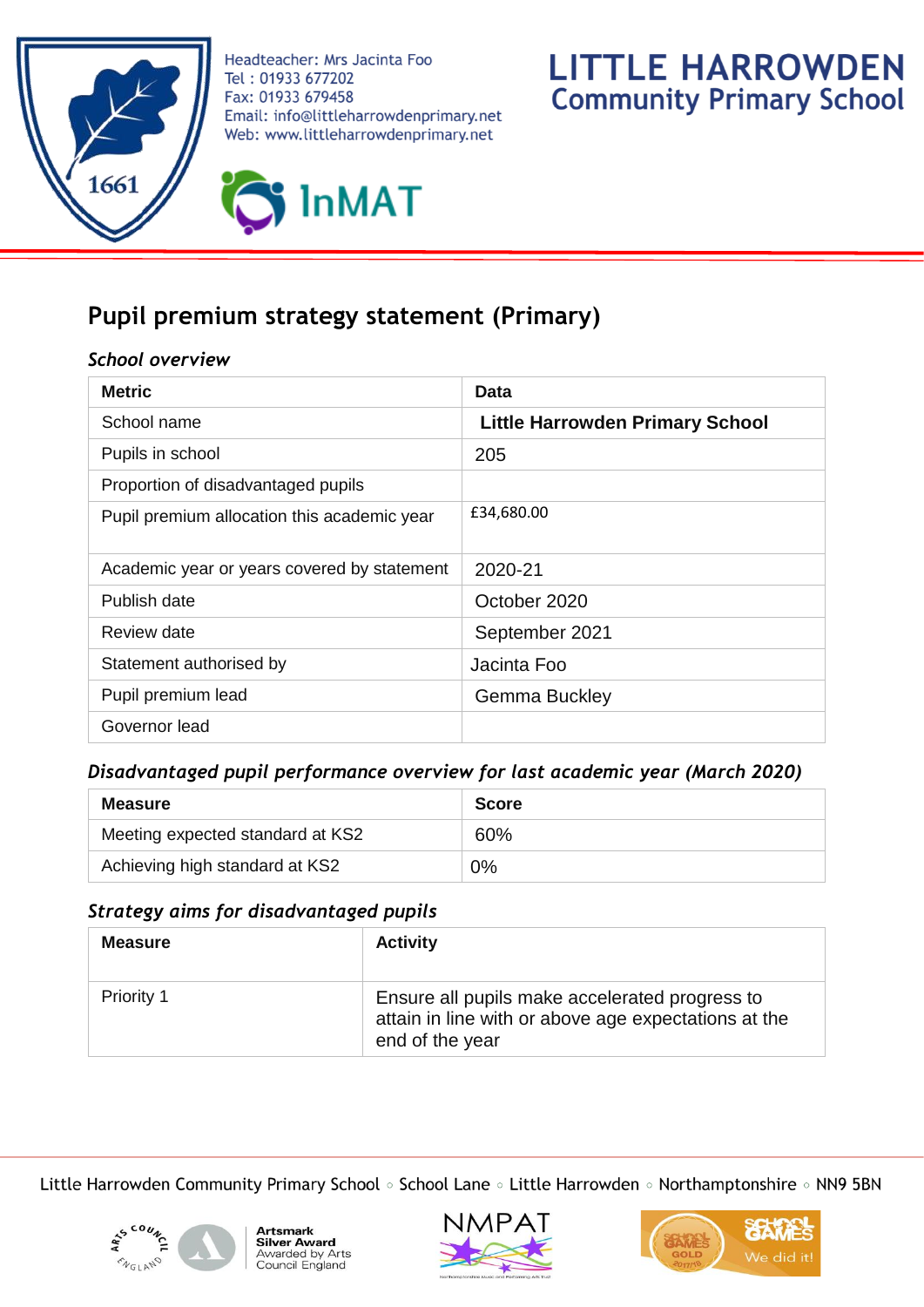Headteacher: Mrs Jacinta Foo
Tel : 01933 677202
Fax: 01933 679458
Email: info@littleharrowdenprimary.net
Web: www.littleharrowdenprimary.net

**LITTLE HARROWDEN**
**Community Primary School**

# Pupil premium strategy statement (Primary)

### *School overview*

| Metric | Data |
|---|---|
| School name | **Little Harrowden Primary School** |
| Pupils in school | 205 |
| Proportion of disadvantaged pupils | |
| Pupil premium allocation this academic year | £34,680.00 |
| Academic year or years covered by statement | 2020-21 |
| Publish date | October 2020 |
| Review date | September 2021 |
| Statement authorised by | Jacinta Foo |
| Pupil premium lead | Gemma Buckley |
| Governor lead | |

### *Disadvantaged pupil performance overview for last academic year (March 2020)*

| Measure | Score |
|---|---|
| Meeting expected standard at KS2 | 60% |
| Achieving high standard at KS2 | 0% |

### *Strategy aims for disadvantaged pupils*

| Measure | Activity |
|---|---|
| Priority 1 | Ensure all pupils make accelerated progress to attain in line with or above age expectations at the end of the year |

Little Harrowden Community Primary School ◦ School Lane ◦ Little Harrowden ◦ Northamptonshire ◦ NN9 5BN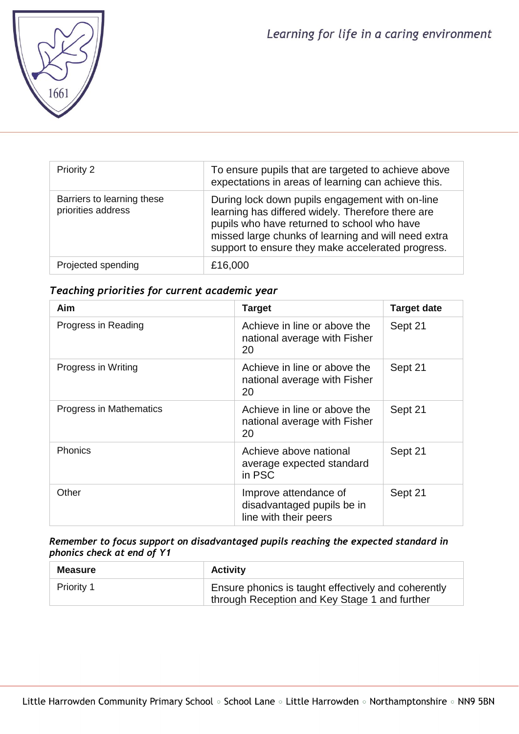| Priority 2 | To ensure pupils that are targeted to achieve above expectations in areas of learning can achieve this. |
|---|---|
| Barriers to learning these priorities address | During lock down pupils engagement with on-line learning has differed widely. Therefore there are pupils who have returned to school who have missed large chunks of learning and will need extra support to ensure they make accelerated progress. |
| Projected spending | £16,000 |

### *Teaching priorities for current academic year*

| Aim | Target | Target date |
|---|---|---|
| Progress in Reading | Achieve in line or above the national average with Fisher 20 | Sept 21 |
| Progress in Writing | Achieve in line or above the national average with Fisher 20 | Sept 21 |
| Progress in Mathematics | Achieve in line or above the national average with Fisher 20 | Sept 21 |
| Phonics | Achieve above national average expected standard in PSC | Sept 21 |
| Other | Improve attendance of disadvantaged pupils be in line with their peers | Sept 21 |

***Remember to focus support on disadvantaged pupils reaching the expected standard in phonics check at end of Y1***

| Measure | Activity |
|---|---|
| Priority 1 | Ensure phonics is taught effectively and coherently through Reception and Key Stage 1 and further |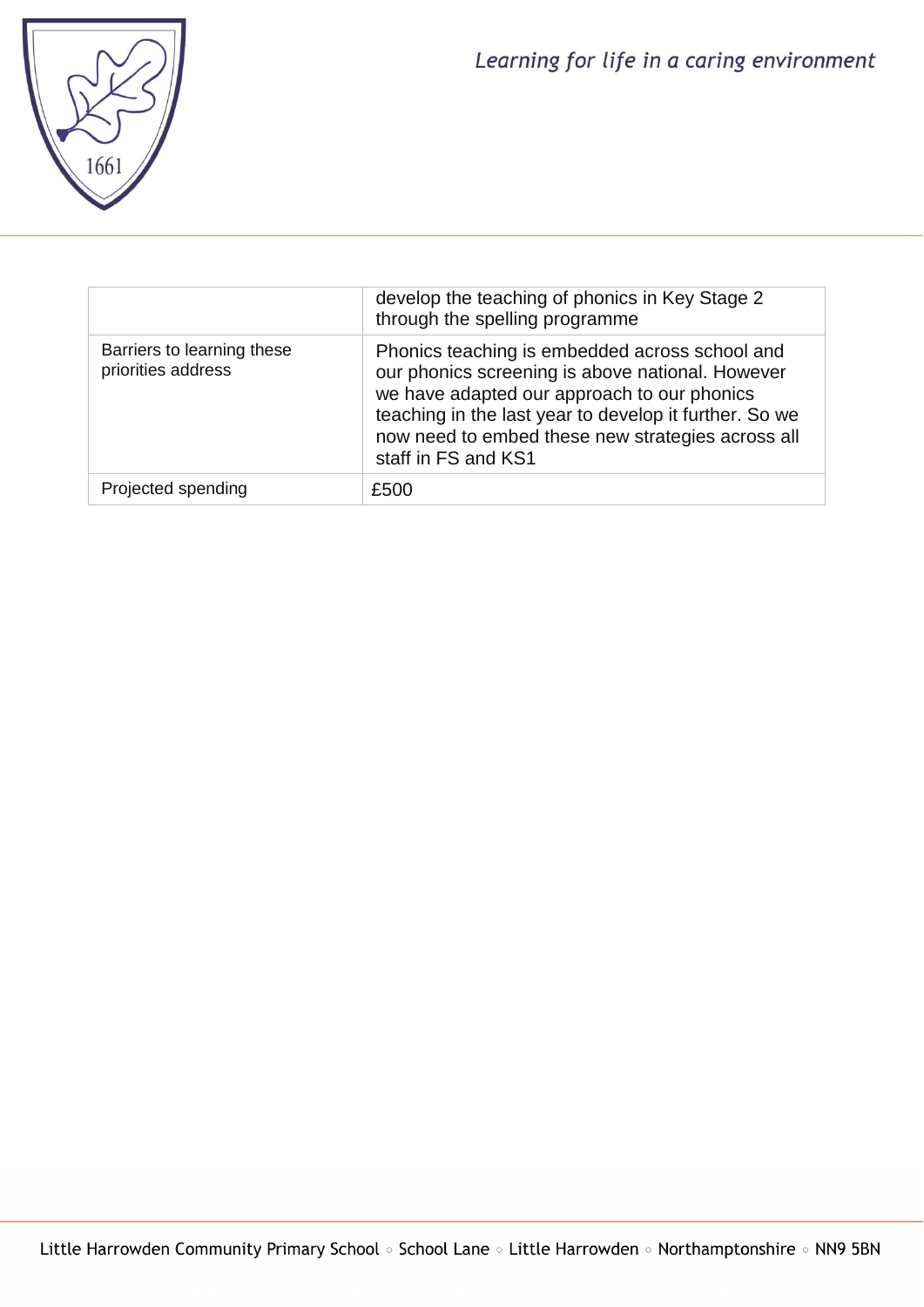|  | develop the teaching of phonics in Key Stage 2 through the spelling programme |
|---|---|
| Barriers to learning these priorities address | Phonics teaching is embedded across school and our phonics screening is above national. However we have adapted our approach to our phonics teaching in the last year to develop it further. So we now need to embed these new strategies across all staff in FS and KS1 |
| Projected spending | £500 |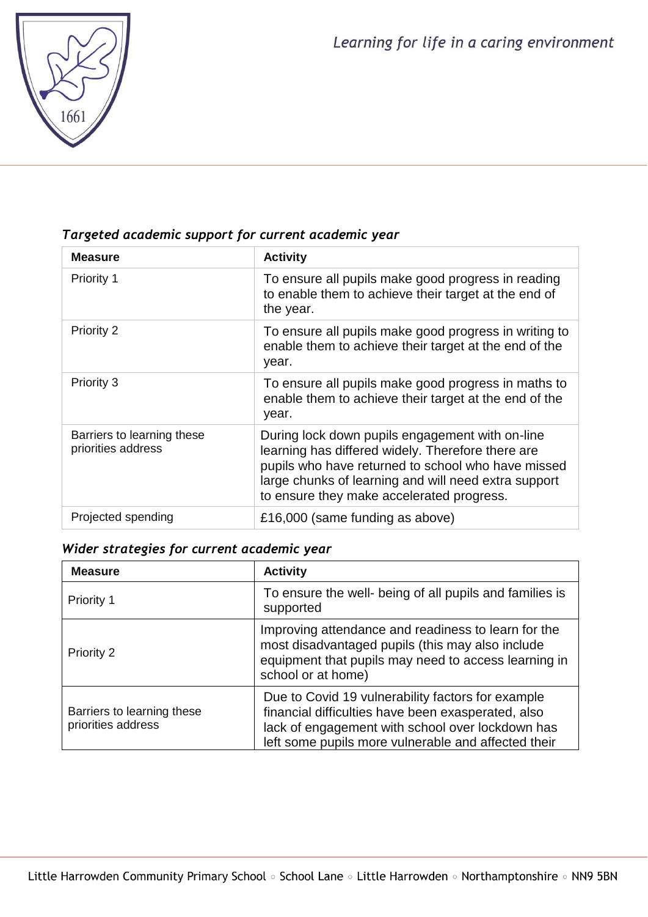### *Targeted academic support for current academic year*

| Measure | Activity |
| --- | --- |
| Priority 1 | To ensure all pupils make good progress in reading to enable them to achieve their target at the end of the year. |
| Priority 2 | To ensure all pupils make good progress in writing to enable them to achieve their target at the end of the year. |
| Priority 3 | To ensure all pupils make good progress in maths to enable them to achieve their target at the end of the year. |
| Barriers to learning these priorities address | During lock down pupils engagement with on-line learning has differed widely. Therefore there are pupils who have returned to school who have missed large chunks of learning and will need extra support to ensure they make accelerated progress. |
| Projected spending | £16,000 (same funding as above) |

### *Wider strategies for current academic year*

| Measure | Activity |
| --- | --- |
| Priority 1 | To ensure the well- being of all pupils and families is supported |
| Priority 2 | Improving attendance and readiness to learn for the most disadvantaged pupils (this may also include equipment that pupils may need to access learning in school or at home) |
| Barriers to learning these priorities address | Due to Covid 19 vulnerability factors for example financial difficulties have been exasperated, also lack of engagement with school over lockdown has left some pupils more vulnerable and affected their |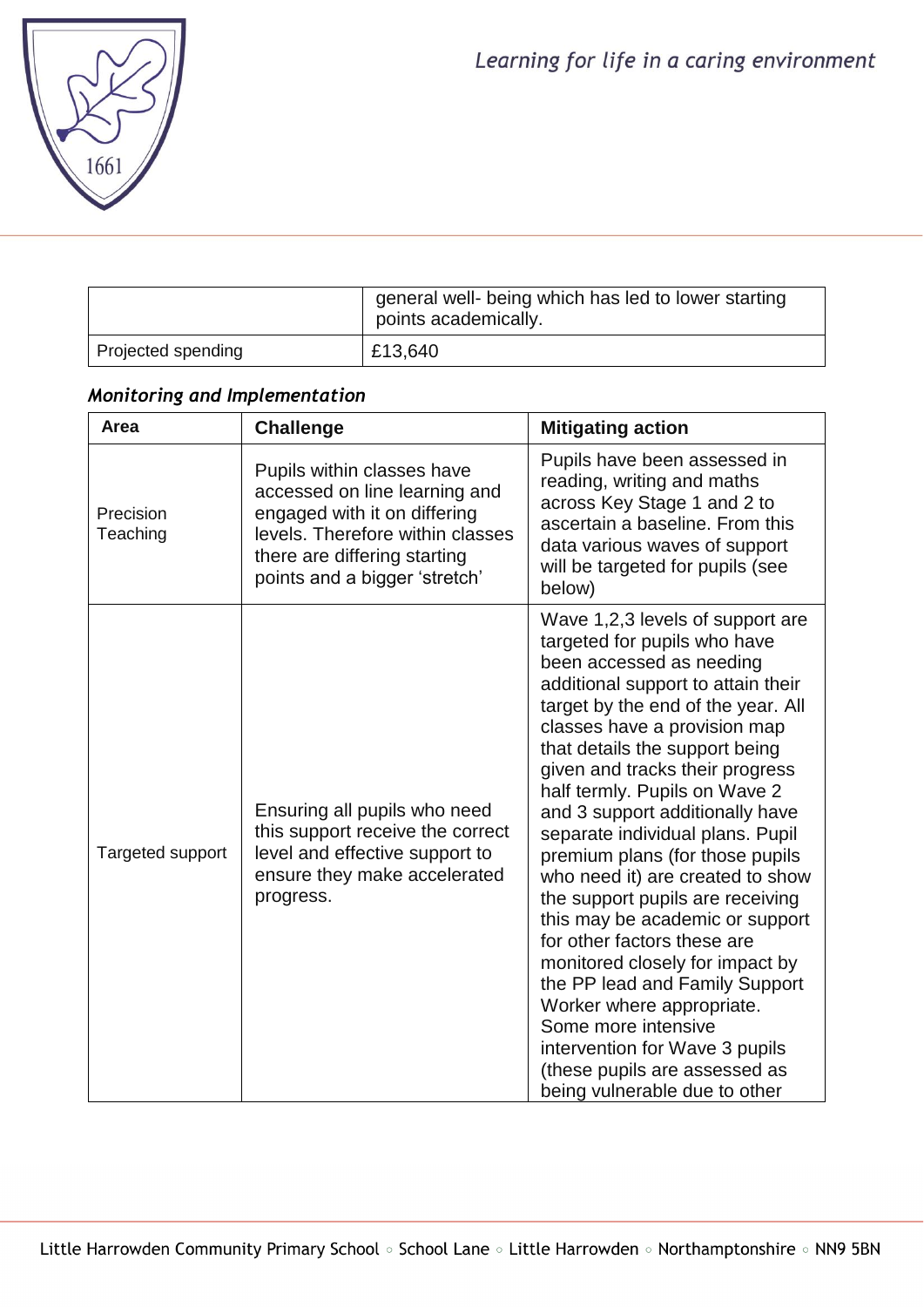| | |
|---|---|
| | general well- being which has led to lower starting points academically. |
| Projected spending | £13,640 |

*Monitoring and Implementation*

| Area | Challenge | Mitigating action |
|---|---|---|
| Precision Teaching | Pupils within classes have accessed on line learning and engaged with it on differing levels. Therefore within classes there are differing starting points and a bigger 'stretch' | Pupils have been assessed in reading, writing and maths across Key Stage 1 and 2 to ascertain a baseline. From this data various waves of support will be targeted for pupils (see below) |
| Targeted support | Ensuring all pupils who need this support receive the correct level and effective support to ensure they make accelerated progress. | Wave 1,2,3 levels of support are targeted for pupils who have been accessed as needing additional support to attain their target by the end of the year. All classes have a provision map that details the support being given and tracks their progress half termly. Pupils on Wave 2 and 3 support additionally have separate individual plans. Pupil premium plans (for those pupils who need it) are created to show the support pupils are receiving this may be academic or support for other factors these are monitored closely for impact by the PP lead and Family Support Worker where appropriate. Some more intensive intervention for Wave 3 pupils (these pupils are assessed as being vulnerable due to other |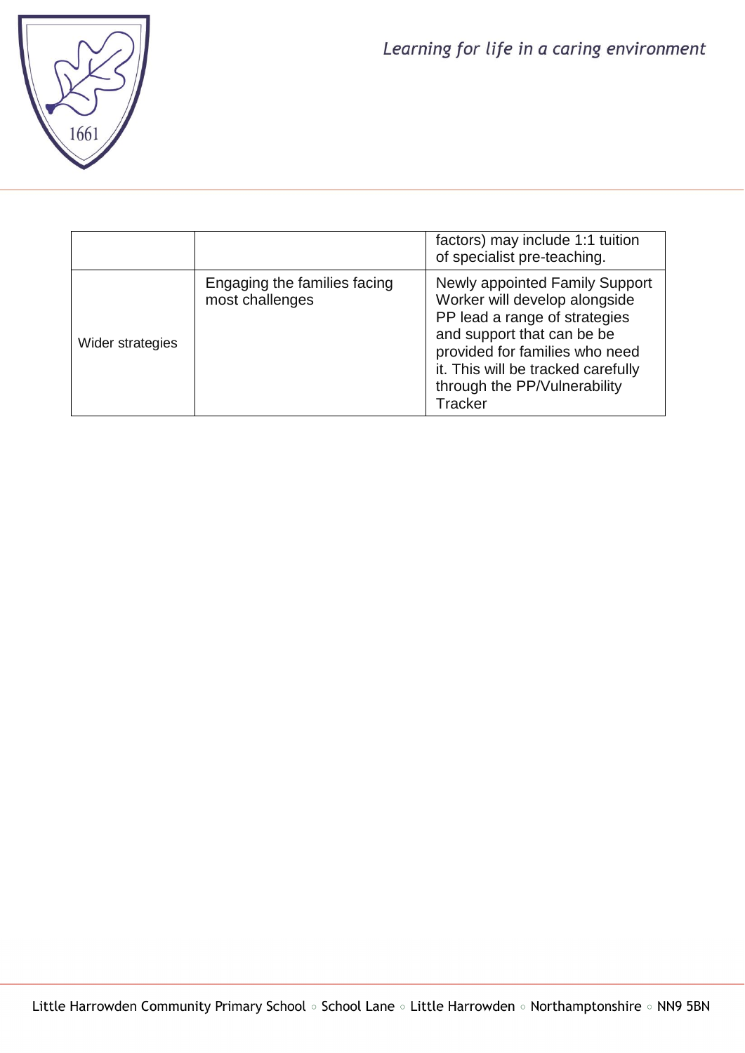|  |  | factors) may include 1:1 tuition of specialist pre-teaching. |
| --- | --- | --- |
| Wider strategies | Engaging the families facing most challenges | Newly appointed Family Support Worker will develop alongside PP lead a range of strategies and support that can be be provided for families who need it. This will be tracked carefully through the PP/Vulnerability Tracker |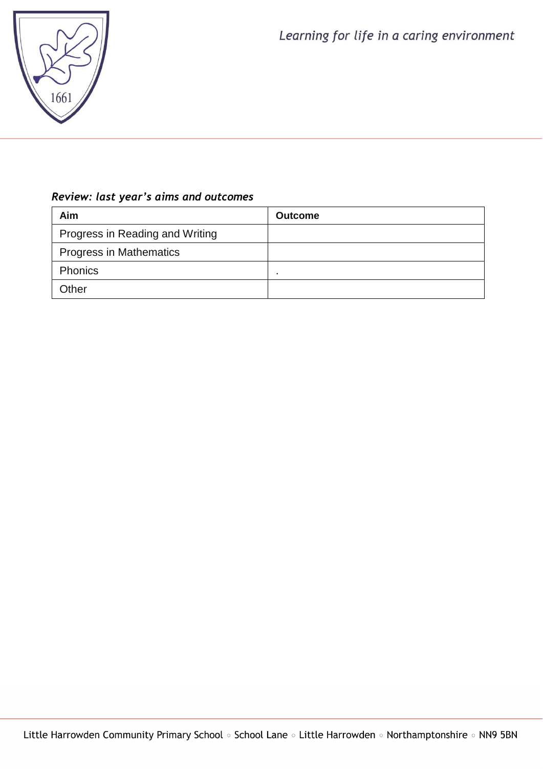*Review: last year's aims and outcomes*

| Aim | Outcome |
| --- | --- |
| Progress in Reading and Writing | |
| Progress in Mathematics | |
| Phonics | . |
| Other | |